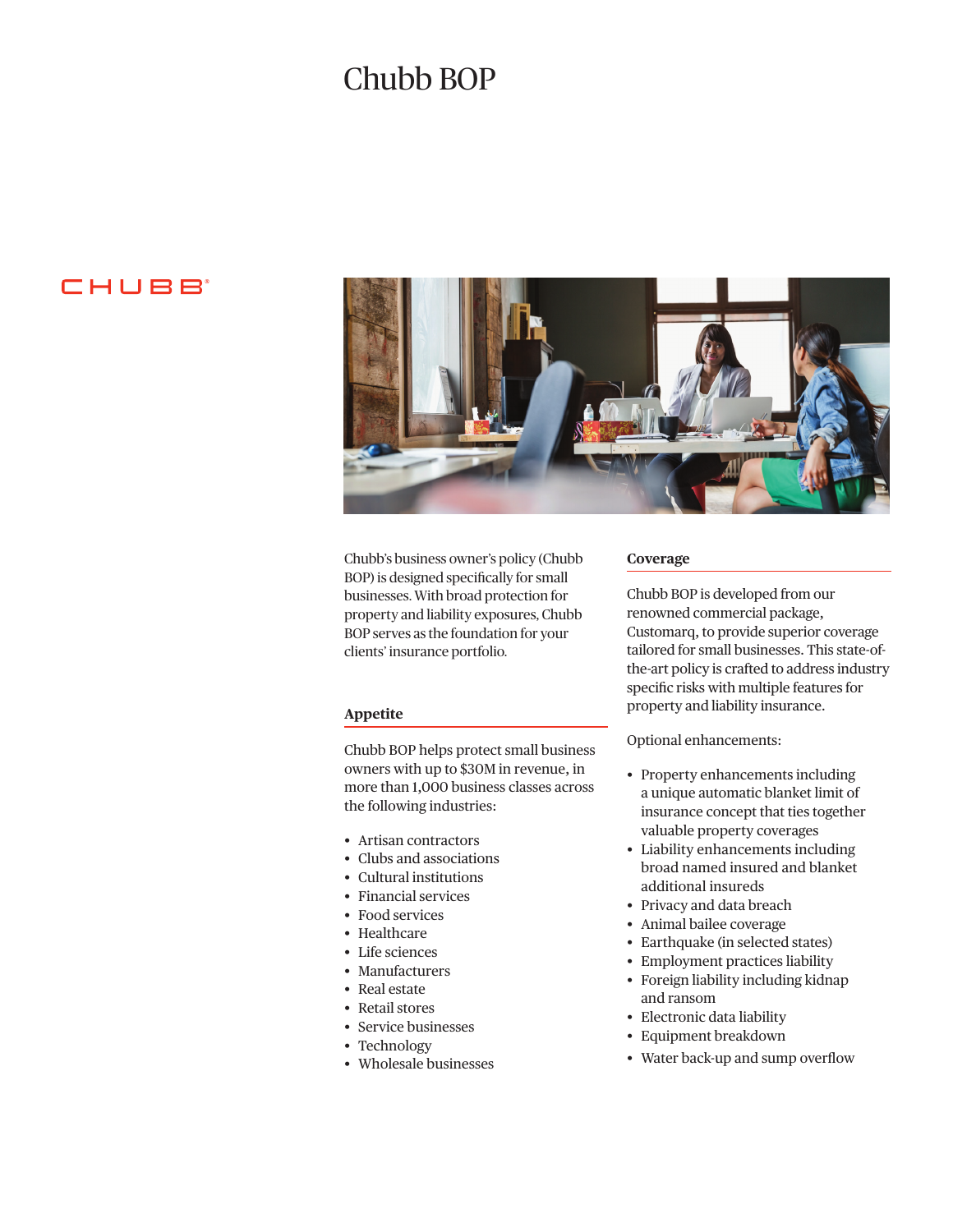# Chubb BOP

CHUBB®

Chubb's business owner's policy (Chubb BOP) is designed specifically for small businesses. With broad protection for property and liability exposures, Chubb BOP serves as the foundation for your clients' insurance portfolio.

## Appetite

Chubb BOP helps protect small business owners with up to $30M in revenue, in more than 1,000 business classes across the following industries:

- Artisan contractors
- Clubs and associations
- Cultural institutions
- Financial services
- Food services
- Healthcare
- Life sciences
- Manufacturers
- Real estate
- Retail stores
- Service businesses
- Technology
- Wholesale businesses

## Coverage

Chubb BOP is developed from our renowned commercial package, Customarq, to provide superior coverage tailored for small businesses. This state-of-the-art policy is crafted to address industry specific risks with multiple features for property and liability insurance.

Optional enhancements:

- Property enhancements including a unique automatic blanket limit of insurance concept that ties together valuable property coverages
- Liability enhancements including broad named insured and blanket additional insureds
- Privacy and data breach
- Animal bailee coverage
- Earthquake (in selected states)
- Employment practices liability
- Foreign liability including kidnap and ransom
- Electronic data liability
- Equipment breakdown
- Water back-up and sump overflow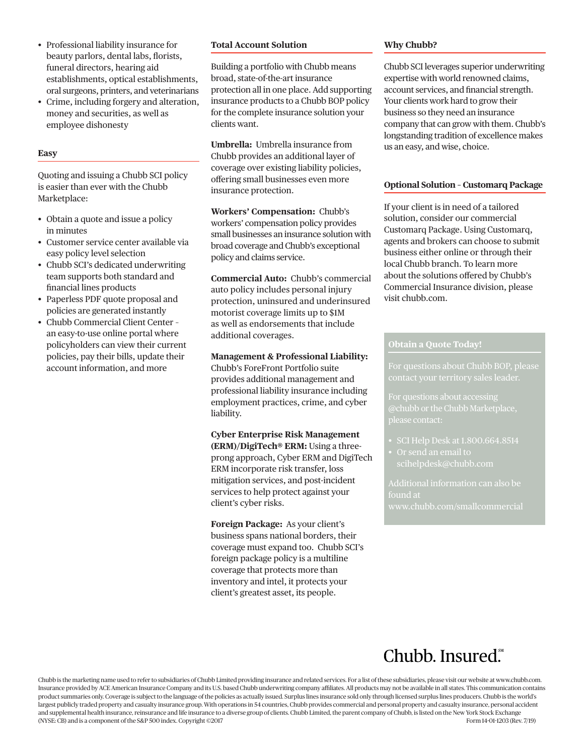- Professional liability insurance for beauty parlors, dental labs, florists, funeral directors, hearing aid establishments, optical establishments, oral surgeons, printers, and veterinarians
- Crime, including forgery and alteration, money and securities, as well as employee dishonesty

### Easy

Quoting and issuing a Chubb SCI policy is easier than ever with the Chubb Marketplace:

- Obtain a quote and issue a policy in minutes
- Customer service center available via easy policy level selection
- Chubb SCI's dedicated underwriting team supports both standard and financial lines products
- Paperless PDF quote proposal and policies are generated instantly
- Chubb Commercial Client Center – an easy-to-use online portal where policyholders can view their current policies, pay their bills, update their account information, and more

### Total Account Solution

Building a portfolio with Chubb means broad, state-of-the-art insurance protection all in one place. Add supporting insurance products to a Chubb BOP policy for the complete insurance solution your clients want.

**Umbrella:** Umbrella insurance from Chubb provides an additional layer of coverage over existing liability policies, offering small businesses even more insurance protection.

**Workers' Compensation:** Chubb's workers' compensation policy provides small businesses an insurance solution with broad coverage and Chubb's exceptional policy and claims service.

**Commercial Auto:** Chubb's commercial auto policy includes personal injury protection, uninsured and underinsured motorist coverage limits up to $1M as well as endorsements that include additional coverages.

**Management & Professional Liability:** Chubb's ForeFront Portfolio suite provides additional management and professional liability insurance including employment practices, crime, and cyber liability.

**Cyber Enterprise Risk Management (ERM)/DigiTech® ERM:** Using a three-prong approach, Cyber ERM and DigiTech ERM incorporate risk transfer, loss mitigation services, and post-incident services to help protect against your client's cyber risks.

**Foreign Package:** As your client's business spans national borders, their coverage must expand too. Chubb SCI's foreign package policy is a multiline coverage that protects more than inventory and intel, it protects your client's greatest asset, its people.

### Why Chubb?

Chubb SCI leverages superior underwriting expertise with world renowned claims, account services, and financial strength. Your clients work hard to grow their business so they need an insurance company that can grow with them. Chubb's longstanding tradition of excellence makes us an easy, and wise, choice.

### Optional Solution – Customarq Package

If your client is in need of a tailored solution, consider our commercial Customarq Package. Using Customarq, agents and brokers can choose to submit business either online or through their local Chubb branch. To learn more about the solutions offered by Chubb's Commercial Insurance division, please visit chubb.com.

### Obtain a Quote Today!

For questions about Chubb BOP, please contact your territory sales leader.

For questions about accessing @chubb or the Chubb Marketplace, please contact:

- SCI Help Desk at 1.800.664.8514
- Or send an email to scihelpdesk@chubb.com

Additional information can also be found at www.chubb.com/smallcommercial

Chubb. Insured.℠

Chubb is the marketing name used to refer to subsidiaries of Chubb Limited providing insurance and related services. For a list of these subsidiaries, please visit our website at www.chubb.com. Insurance provided by ACE American Insurance Company and its U.S. based Chubb underwriting company affiliates. All products may not be available in all states. This communication contains product summaries only. Coverage is subject to the language of the policies as actually issued. Surplus lines insurance sold only through licensed surplus lines producers. Chubb is the world's largest publicly traded property and casualty insurance group. With operations in 54 countries, Chubb provides commercial and personal property and casualty insurance, personal accident and supplemental health insurance, reinsurance and life insurance to a diverse group of clients. Chubb Limited, the parent company of Chubb, is listed on the New York Stock Exchange (NYSE: CB) and is a component of the S&P 500 index. Copyright ©2017 Form 14-01-1203 (Rev. 7/19)